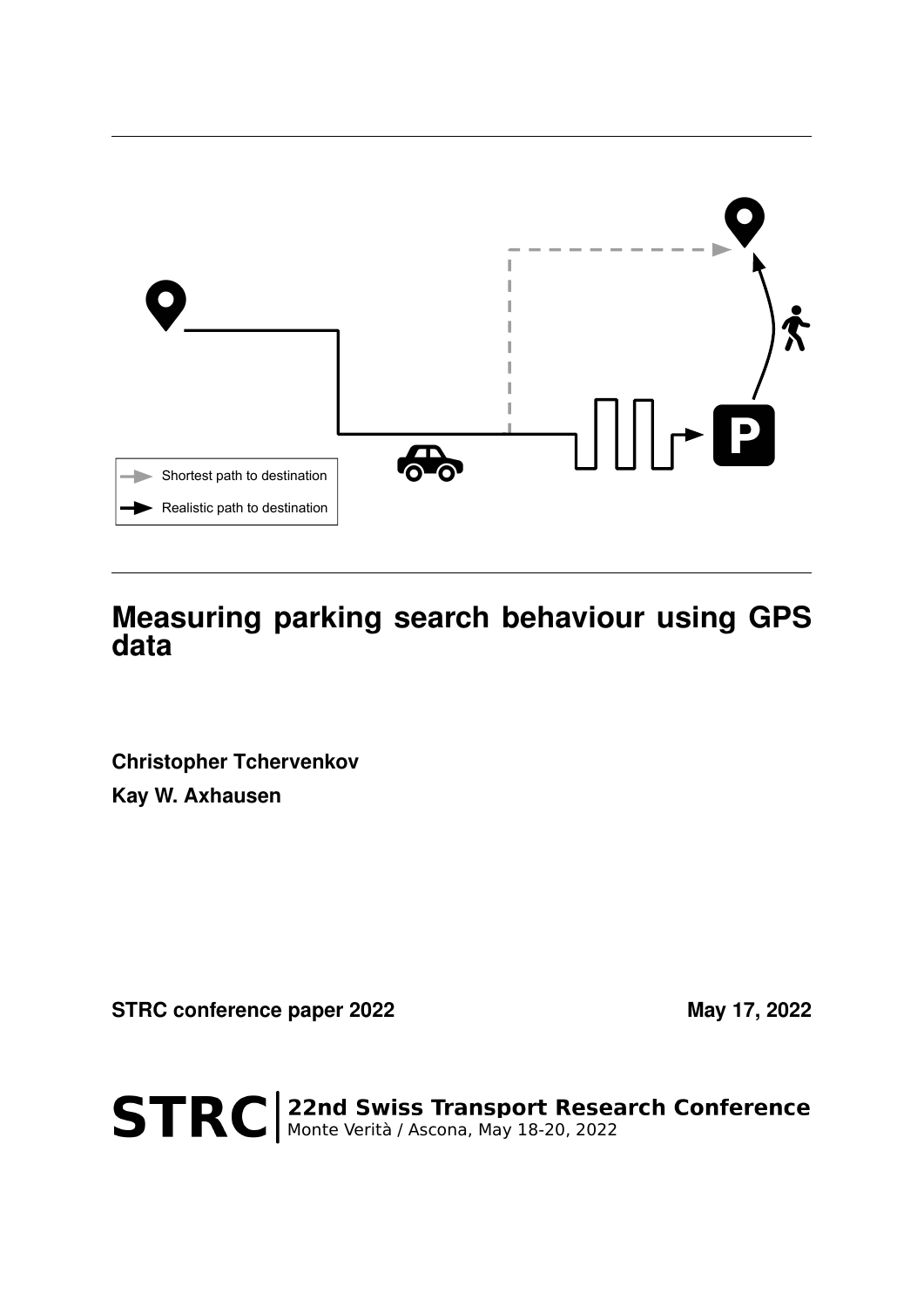# Measuring parking search behaviour using GPS data

**Christopher Tchervenkov**

**Kay W. Axhausen**

**STRC conference paper 2022** **May 17, 2022**

**STRC** | **22nd Swiss Transport Research Conference**
Monte Verità / Ascona, May 18-20, 2022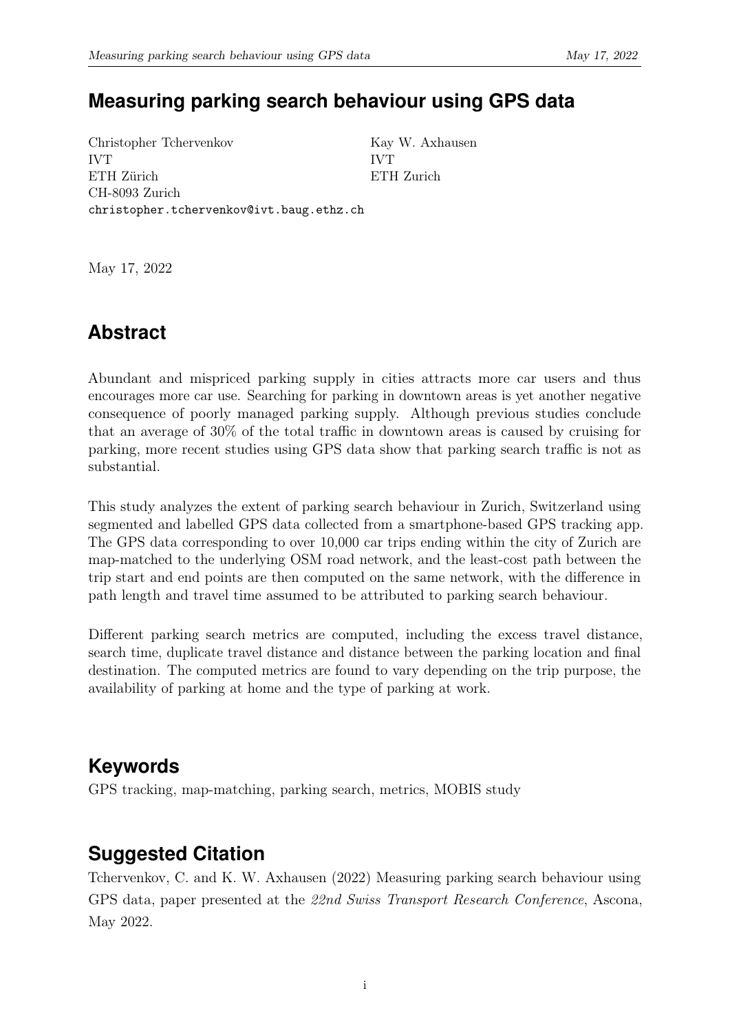# Measuring parking search behaviour using GPS data

Christopher Tchervenkov
IVT
ETH Zürich
CH-8093 Zurich
christopher.tchervenkov@ivt.baug.ethz.ch

Kay W. Axhausen
IVT
ETH Zurich

May 17, 2022

## Abstract

Abundant and mispriced parking supply in cities attracts more car users and thus encourages more car use. Searching for parking in downtown areas is yet another negative consequence of poorly managed parking supply. Although previous studies conclude that an average of 30% of the total traffic in downtown areas is caused by cruising for parking, more recent studies using GPS data show that parking search traffic is not as substantial.

This study analyzes the extent of parking search behaviour in Zurich, Switzerland using segmented and labelled GPS data collected from a smartphone-based GPS tracking app. The GPS data corresponding to over 10,000 car trips ending within the city of Zurich are map-matched to the underlying OSM road network, and the least-cost path between the trip start and end points are then computed on the same network, with the difference in path length and travel time assumed to be attributed to parking search behaviour.

Different parking search metrics are computed, including the excess travel distance, search time, duplicate travel distance and distance between the parking location and final destination. The computed metrics are found to vary depending on the trip purpose, the availability of parking at home and the type of parking at work.

## Keywords

GPS tracking, map-matching, parking search, metrics, MOBIS study

## Suggested Citation

Tchervenkov, C. and K. W. Axhausen (2022) Measuring parking search behaviour using GPS data, paper presented at the *22nd Swiss Transport Research Conference*, Ascona, May 2022.